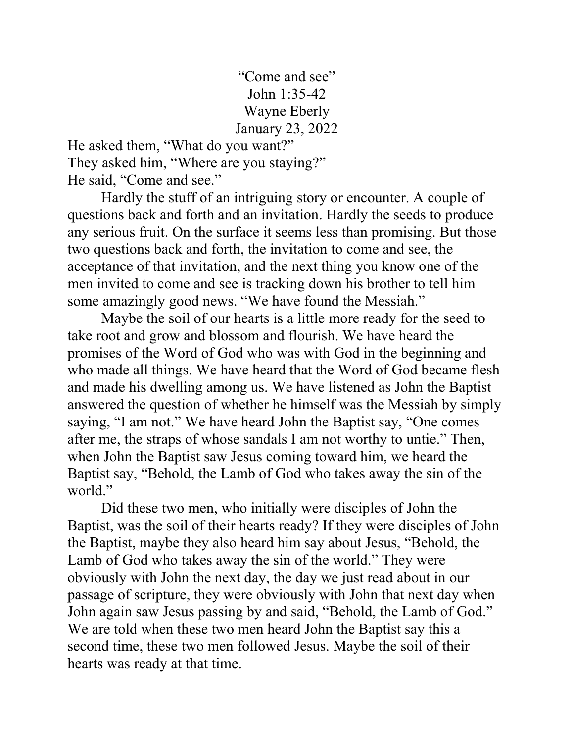# "Come and see"

John 1:35-42

Wayne Eberly

January 23, 2022

He asked them, "What do you want?"
They asked him, "Where are you staying?"
He said, "Come and see."

Hardly the stuff of an intriguing story or encounter. A couple of questions back and forth and an invitation. Hardly the seeds to produce any serious fruit. On the surface it seems less than promising. But those two questions back and forth, the invitation to come and see, the acceptance of that invitation, and the next thing you know one of the men invited to come and see is tracking down his brother to tell him some amazingly good news. "We have found the Messiah."

Maybe the soil of our hearts is a little more ready for the seed to take root and grow and blossom and flourish. We have heard the promises of the Word of God who was with God in the beginning and who made all things. We have heard that the Word of God became flesh and made his dwelling among us. We have listened as John the Baptist answered the question of whether he himself was the Messiah by simply saying, "I am not." We have heard John the Baptist say, "One comes after me, the straps of whose sandals I am not worthy to untie." Then, when John the Baptist saw Jesus coming toward him, we heard the Baptist say, "Behold, the Lamb of God who takes away the sin of the world."

Did these two men, who initially were disciples of John the Baptist, was the soil of their hearts ready? If they were disciples of John the Baptist, maybe they also heard him say about Jesus, "Behold, the Lamb of God who takes away the sin of the world." They were obviously with John the next day, the day we just read about in our passage of scripture, they were obviously with John that next day when John again saw Jesus passing by and said, "Behold, the Lamb of God." We are told when these two men heard John the Baptist say this a second time, these two men followed Jesus. Maybe the soil of their hearts was ready at that time.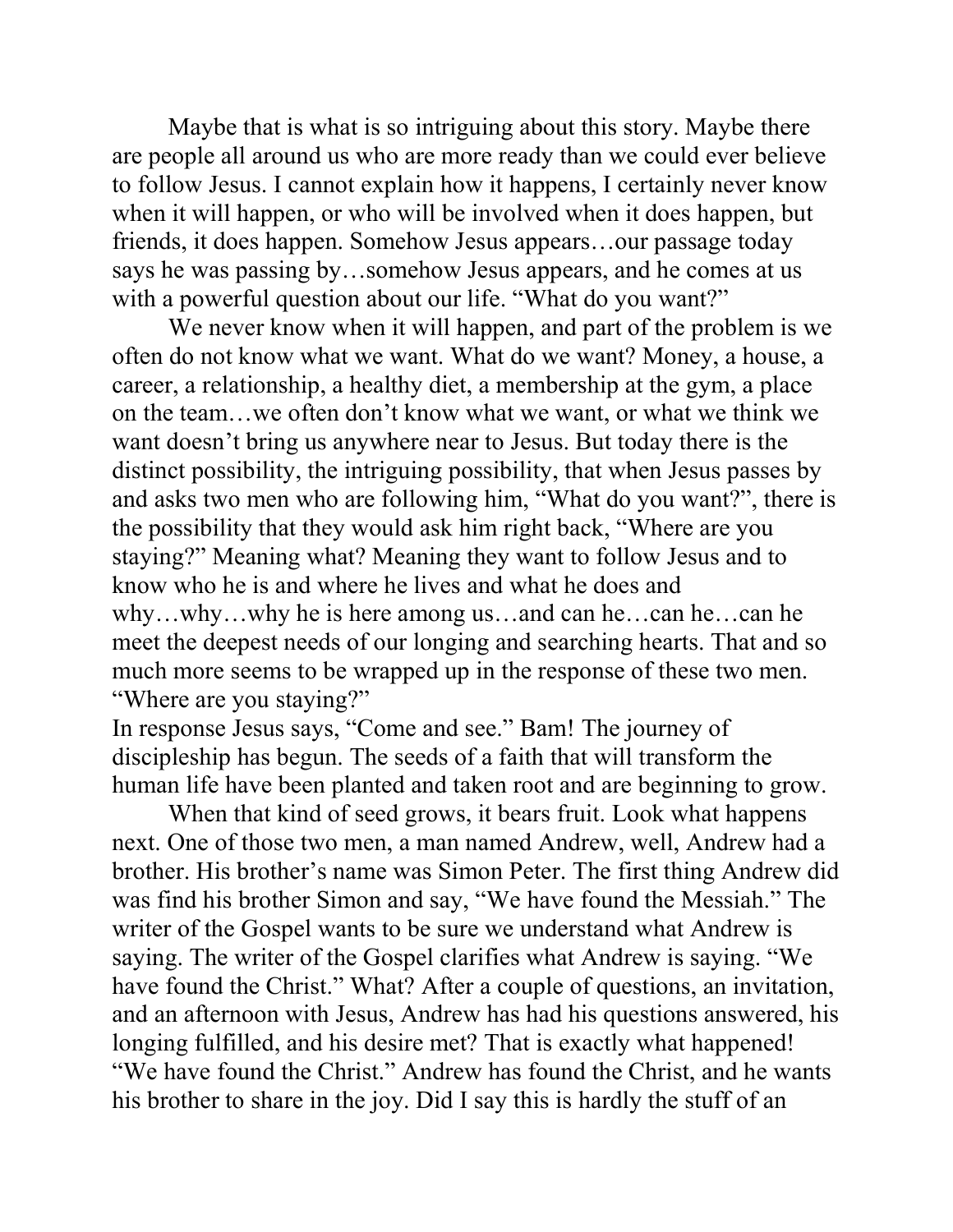Maybe that is what is so intriguing about this story. Maybe there are people all around us who are more ready than we could ever believe to follow Jesus. I cannot explain how it happens, I certainly never know when it will happen, or who will be involved when it does happen, but friends, it does happen. Somehow Jesus appears…our passage today says he was passing by…somehow Jesus appears, and he comes at us with a powerful question about our life. "What do you want?"

We never know when it will happen, and part of the problem is we often do not know what we want. What do we want? Money, a house, a career, a relationship, a healthy diet, a membership at the gym, a place on the team…we often don't know what we want, or what we think we want doesn't bring us anywhere near to Jesus. But today there is the distinct possibility, the intriguing possibility, that when Jesus passes by and asks two men who are following him, "What do you want?", there is the possibility that they would ask him right back, "Where are you staying?" Meaning what? Meaning they want to follow Jesus and to know who he is and where he lives and what he does and why…why…why he is here among us…and can he…can he…can he meet the deepest needs of our longing and searching hearts. That and so much more seems to be wrapped up in the response of these two men. "Where are you staying?"

In response Jesus says, "Come and see." Bam! The journey of discipleship has begun. The seeds of a faith that will transform the human life have been planted and taken root and are beginning to grow.

When that kind of seed grows, it bears fruit. Look what happens next. One of those two men, a man named Andrew, well, Andrew had a brother. His brother's name was Simon Peter. The first thing Andrew did was find his brother Simon and say, "We have found the Messiah." The writer of the Gospel wants to be sure we understand what Andrew is saying. The writer of the Gospel clarifies what Andrew is saying. "We have found the Christ." What? After a couple of questions, an invitation, and an afternoon with Jesus, Andrew has had his questions answered, his longing fulfilled, and his desire met? That is exactly what happened! "We have found the Christ." Andrew has found the Christ, and he wants his brother to share in the joy. Did I say this is hardly the stuff of an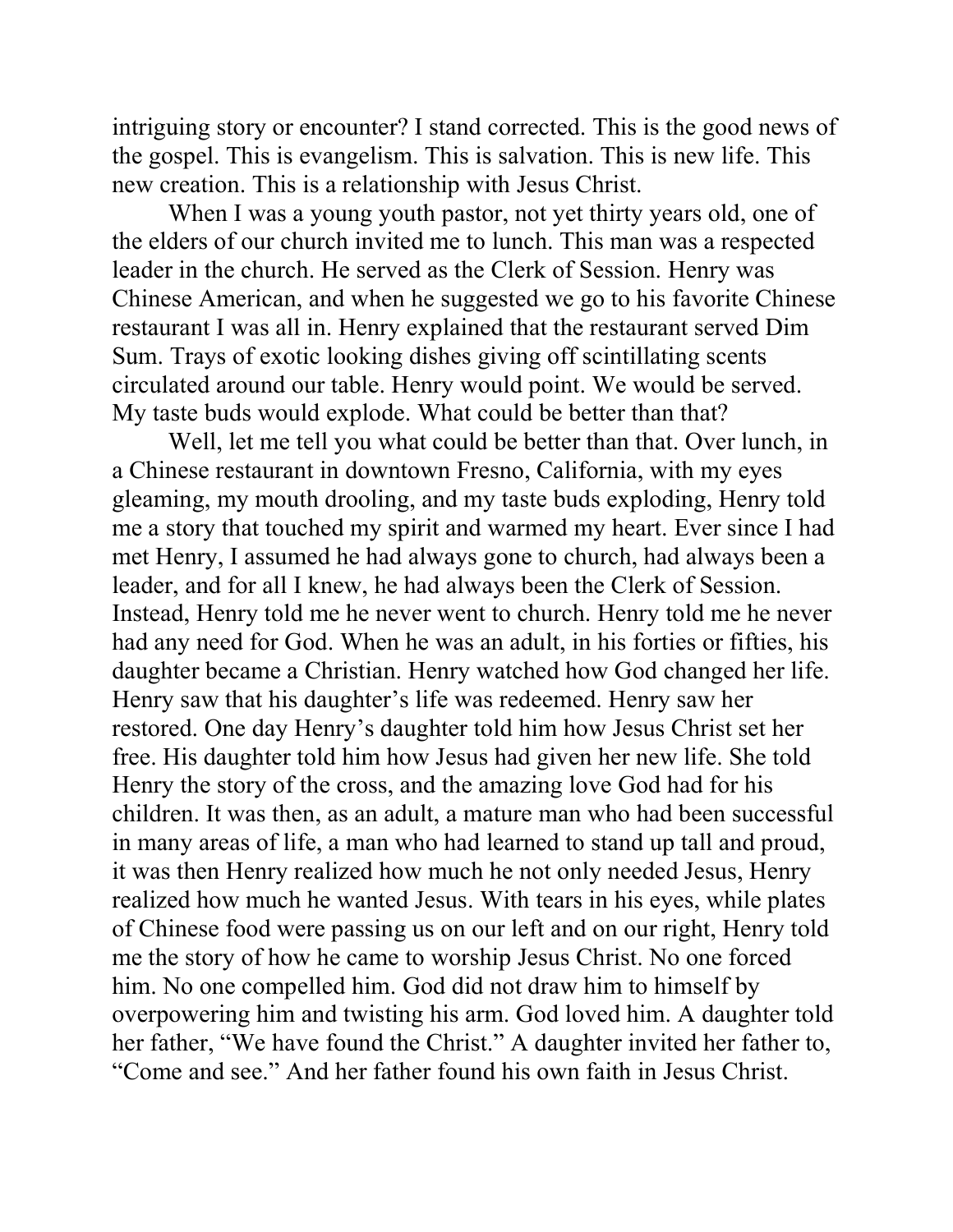intriguing story or encounter? I stand corrected. This is the good news of the gospel. This is evangelism. This is salvation. This is new life. This new creation. This is a relationship with Jesus Christ.

When I was a young youth pastor, not yet thirty years old, one of the elders of our church invited me to lunch. This man was a respected leader in the church. He served as the Clerk of Session. Henry was Chinese American, and when he suggested we go to his favorite Chinese restaurant I was all in. Henry explained that the restaurant served Dim Sum. Trays of exotic looking dishes giving off scintillating scents circulated around our table. Henry would point. We would be served. My taste buds would explode. What could be better than that?

Well, let me tell you what could be better than that. Over lunch, in a Chinese restaurant in downtown Fresno, California, with my eyes gleaming, my mouth drooling, and my taste buds exploding, Henry told me a story that touched my spirit and warmed my heart. Ever since I had met Henry, I assumed he had always gone to church, had always been a leader, and for all I knew, he had always been the Clerk of Session. Instead, Henry told me he never went to church. Henry told me he never had any need for God. When he was an adult, in his forties or fifties, his daughter became a Christian. Henry watched how God changed her life. Henry saw that his daughter's life was redeemed. Henry saw her restored. One day Henry's daughter told him how Jesus Christ set her free. His daughter told him how Jesus had given her new life. She told Henry the story of the cross, and the amazing love God had for his children. It was then, as an adult, a mature man who had been successful in many areas of life, a man who had learned to stand up tall and proud, it was then Henry realized how much he not only needed Jesus, Henry realized how much he wanted Jesus. With tears in his eyes, while plates of Chinese food were passing us on our left and on our right, Henry told me the story of how he came to worship Jesus Christ. No one forced him. No one compelled him. God did not draw him to himself by overpowering him and twisting his arm. God loved him. A daughter told her father, "We have found the Christ." A daughter invited her father to, "Come and see." And her father found his own faith in Jesus Christ.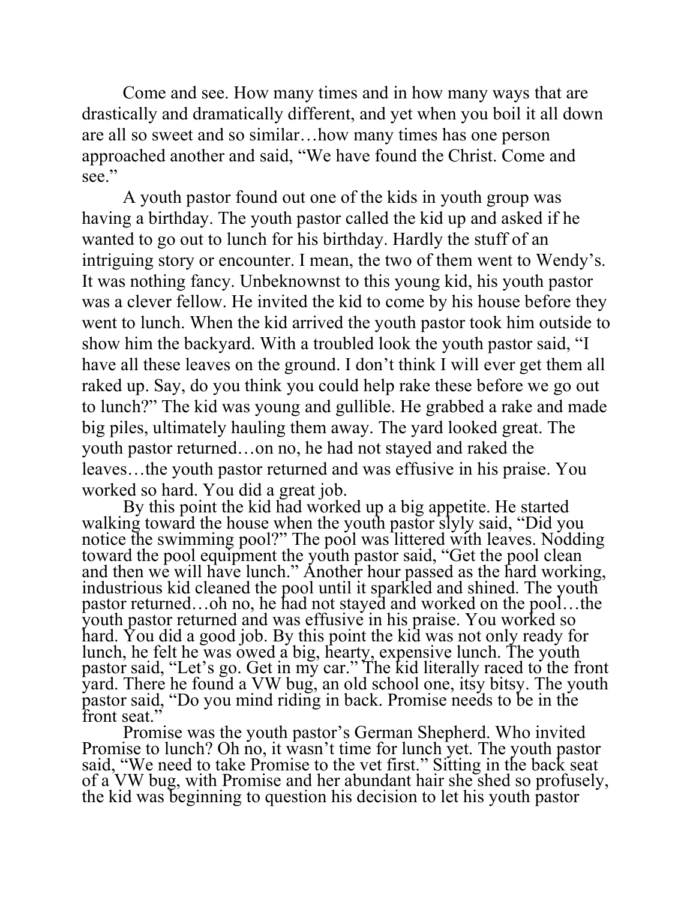Come and see. How many times and in how many ways that are drastically and dramatically different, and yet when you boil it all down are all so sweet and so similar…how many times has one person approached another and said, "We have found the Christ. Come and see."

A youth pastor found out one of the kids in youth group was having a birthday. The youth pastor called the kid up and asked if he wanted to go out to lunch for his birthday. Hardly the stuff of an intriguing story or encounter. I mean, the two of them went to Wendy's. It was nothing fancy. Unbeknownst to this young kid, his youth pastor was a clever fellow. He invited the kid to come by his house before they went to lunch. When the kid arrived the youth pastor took him outside to show him the backyard. With a troubled look the youth pastor said, "I have all these leaves on the ground. I don't think I will ever get them all raked up. Say, do you think you could help rake these before we go out to lunch?" The kid was young and gullible. He grabbed a rake and made big piles, ultimately hauling them away. The yard looked great. The youth pastor returned…on no, he had not stayed and raked the leaves…the youth pastor returned and was effusive in his praise. You worked so hard. You did a great job.

By this point the kid had worked up a big appetite. He started walking toward the house when the youth pastor slyly said, "Did you notice the swimming pool?" The pool was littered with leaves. Nodding toward the pool equipment the youth pastor said, "Get the pool clean and then we will have lunch." Another hour passed as the hard working, industrious kid cleaned the pool until it sparkled and shined. The youth pastor returned…oh no, he had not stayed and worked on the pool…the youth pastor returned and was effusive in his praise. You worked so hard. You did a good job. By this point the kid was not only ready for lunch, he felt he was owed a big, hearty, expensive lunch. The youth pastor said, "Let's go. Get in my car." The kid literally raced to the front yard. There he found a VW bug, an old school one, itsy bitsy. The youth pastor said, "Do you mind riding in back. Promise needs to be in the front seat."

Promise was the youth pastor's German Shepherd. Who invited Promise to lunch? Oh no, it wasn't time for lunch yet. The youth pastor said, "We need to take Promise to the vet first." Sitting in the back seat of a VW bug, with Promise and her abundant hair she shed so profusely, the kid was beginning to question his decision to let his youth pastor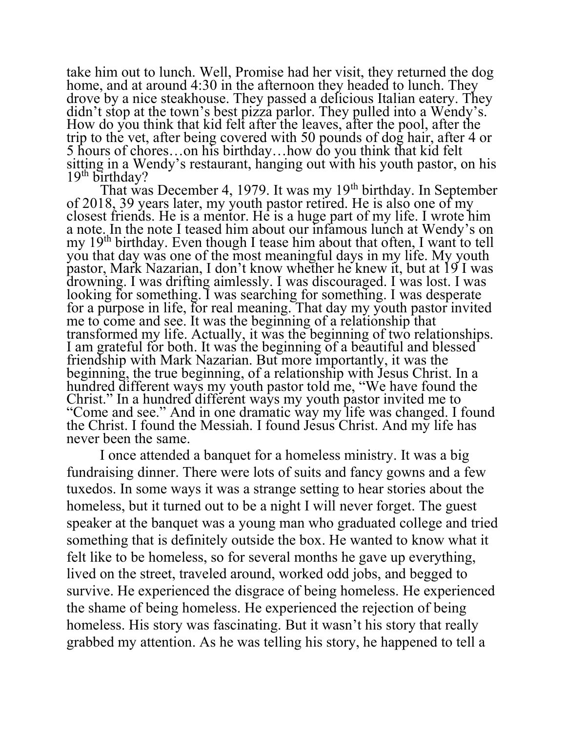take him out to lunch. Well, Promise had her visit, they returned the dog home, and at around 4:30 in the afternoon they headed to lunch. They drove by a nice steakhouse. They passed a delicious Italian eatery. They didn't stop at the town's best pizza parlor. They pulled into a Wendy's. How do you think that kid felt after the leaves, after the pool, after the trip to the vet, after being covered with 50 pounds of dog hair, after 4 or 5 hours of chores…on his birthday…how do you think that kid felt sitting in a Wendy's restaurant, hanging out with his youth pastor, on his 19th birthday?

That was December 4, 1979. It was my 19th birthday. In September of 2018, 39 years later, my youth pastor retired. He is also one of my closest friends. He is a mentor. He is a huge part of my life. I wrote him a note. In the note I teased him about our infamous lunch at Wendy's on my 19th birthday. Even though I tease him about that often, I want to tell you that day was one of the most meaningful days in my life. My youth pastor, Mark Nazarian, I don't know whether he knew it, but at 19 I was drowning. I was drifting aimlessly. I was discouraged. I was lost. I was looking for something. I was searching for something. I was desperate for a purpose in life, for real meaning. That day my youth pastor invited me to come and see. It was the beginning of a relationship that transformed my life. Actually, it was the beginning of two relationships. I am grateful for both. It was the beginning of a beautiful and blessed friendship with Mark Nazarian. But more importantly, it was the beginning, the true beginning, of a relationship with Jesus Christ. In a hundred different ways my youth pastor told me, "We have found the Christ." In a hundred different ways my youth pastor invited me to "Come and see." And in one dramatic way my life was changed. I found the Christ. I found the Messiah. I found Jesus Christ. And my life has never been the same.

I once attended a banquet for a homeless ministry. It was a big fundraising dinner. There were lots of suits and fancy gowns and a few tuxedos. In some ways it was a strange setting to hear stories about the homeless, but it turned out to be a night I will never forget. The guest speaker at the banquet was a young man who graduated college and tried something that is definitely outside the box. He wanted to know what it felt like to be homeless, so for several months he gave up everything, lived on the street, traveled around, worked odd jobs, and begged to survive. He experienced the disgrace of being homeless. He experienced the shame of being homeless. He experienced the rejection of being homeless. His story was fascinating. But it wasn't his story that really grabbed my attention. As he was telling his story, he happened to tell a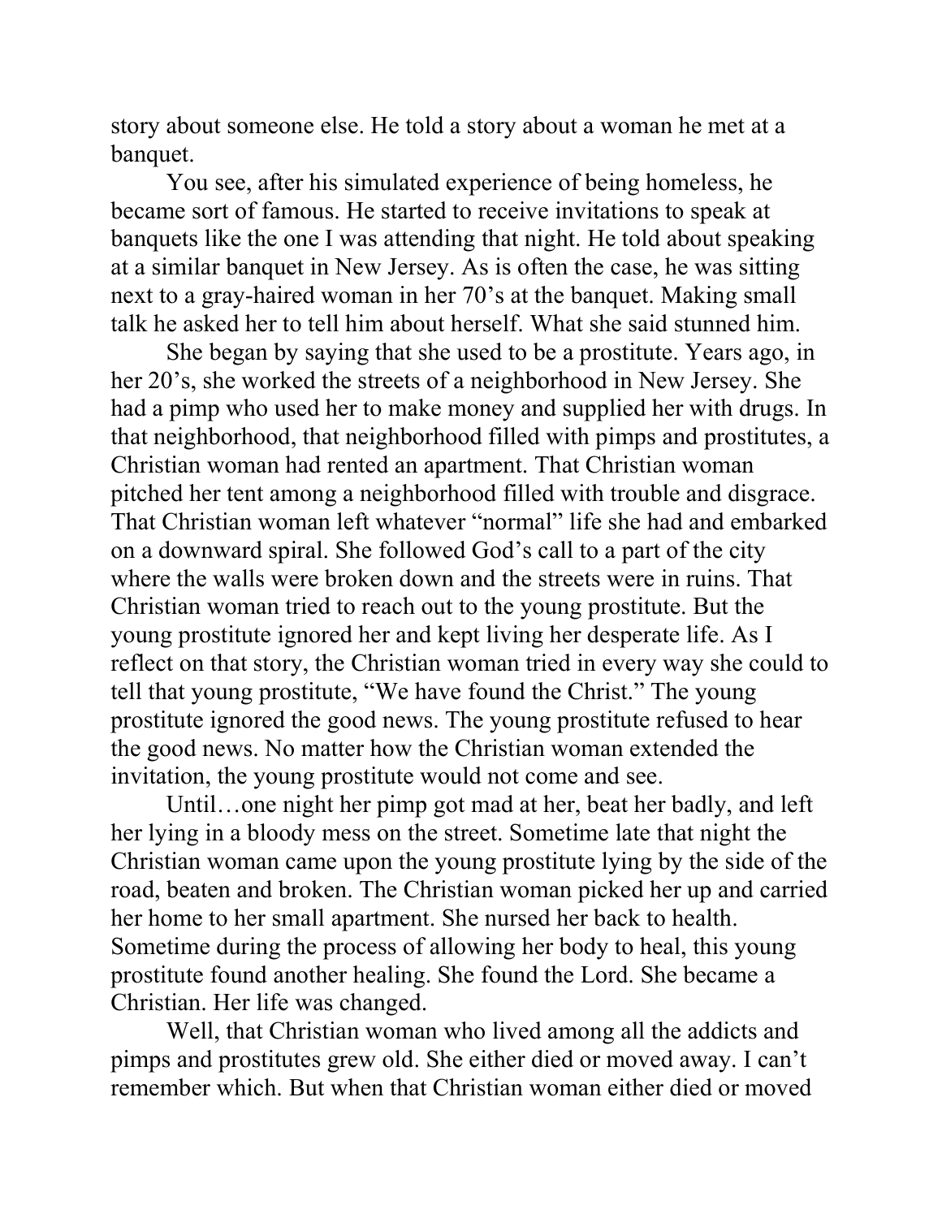story about someone else. He told a story about a woman he met at a banquet.

You see, after his simulated experience of being homeless, he became sort of famous. He started to receive invitations to speak at banquets like the one I was attending that night. He told about speaking at a similar banquet in New Jersey. As is often the case, he was sitting next to a gray-haired woman in her 70's at the banquet. Making small talk he asked her to tell him about herself. What she said stunned him.

She began by saying that she used to be a prostitute. Years ago, in her 20's, she worked the streets of a neighborhood in New Jersey. She had a pimp who used her to make money and supplied her with drugs. In that neighborhood, that neighborhood filled with pimps and prostitutes, a Christian woman had rented an apartment. That Christian woman pitched her tent among a neighborhood filled with trouble and disgrace. That Christian woman left whatever "normal" life she had and embarked on a downward spiral. She followed God's call to a part of the city where the walls were broken down and the streets were in ruins. That Christian woman tried to reach out to the young prostitute. But the young prostitute ignored her and kept living her desperate life. As I reflect on that story, the Christian woman tried in every way she could to tell that young prostitute, "We have found the Christ." The young prostitute ignored the good news. The young prostitute refused to hear the good news. No matter how the Christian woman extended the invitation, the young prostitute would not come and see.

Until…one night her pimp got mad at her, beat her badly, and left her lying in a bloody mess on the street. Sometime late that night the Christian woman came upon the young prostitute lying by the side of the road, beaten and broken. The Christian woman picked her up and carried her home to her small apartment. She nursed her back to health. Sometime during the process of allowing her body to heal, this young prostitute found another healing. She found the Lord. She became a Christian. Her life was changed.

Well, that Christian woman who lived among all the addicts and pimps and prostitutes grew old. She either died or moved away. I can't remember which. But when that Christian woman either died or moved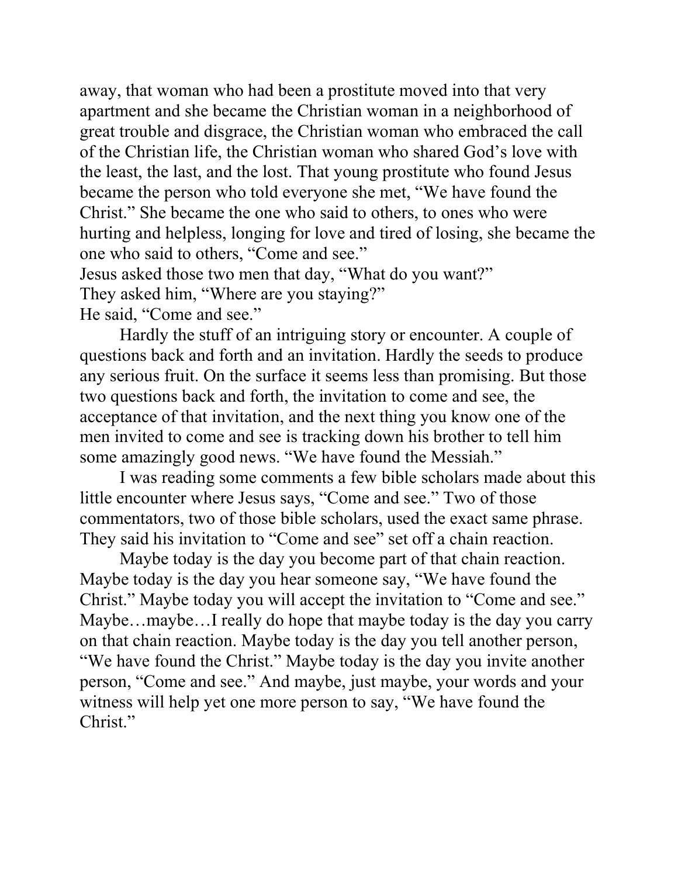away, that woman who had been a prostitute moved into that very apartment and she became the Christian woman in a neighborhood of great trouble and disgrace, the Christian woman who embraced the call of the Christian life, the Christian woman who shared God's love with the least, the last, and the lost. That young prostitute who found Jesus became the person who told everyone she met, "We have found the Christ." She became the one who said to others, to ones who were hurting and helpless, longing for love and tired of losing, she became the one who said to others, "Come and see."

Jesus asked those two men that day, "What do you want?"
They asked him, "Where are you staying?"
He said, "Come and see."

Hardly the stuff of an intriguing story or encounter. A couple of questions back and forth and an invitation. Hardly the seeds to produce any serious fruit. On the surface it seems less than promising. But those two questions back and forth, the invitation to come and see, the acceptance of that invitation, and the next thing you know one of the men invited to come and see is tracking down his brother to tell him some amazingly good news. "We have found the Messiah."

I was reading some comments a few bible scholars made about this little encounter where Jesus says, "Come and see." Two of those commentators, two of those bible scholars, used the exact same phrase. They said his invitation to "Come and see" set off a chain reaction.

Maybe today is the day you become part of that chain reaction. Maybe today is the day you hear someone say, "We have found the Christ." Maybe today you will accept the invitation to "Come and see." Maybe…maybe…I really do hope that maybe today is the day you carry on that chain reaction. Maybe today is the day you tell another person, "We have found the Christ." Maybe today is the day you invite another person, "Come and see." And maybe, just maybe, your words and your witness will help yet one more person to say, "We have found the Christ."